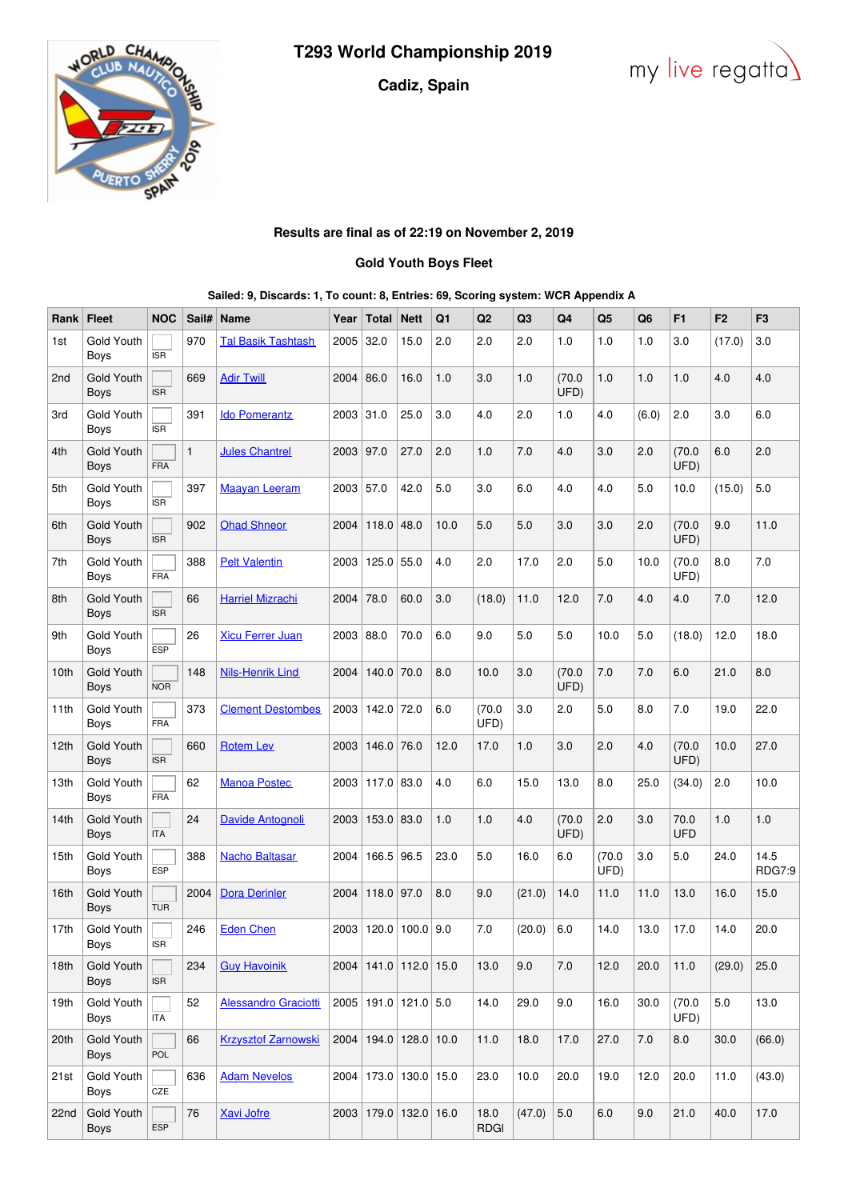# T293 World Championship 2019

## Cadiz, Spain

my live regatta

**Results are final as of 22:19 on November 2, 2019**

**Gold Youth Boys Fleet**

**Sailed: 9, Discards: 1, To count: 8, Entries: 69, Scoring system: WCR Appendix A**

| Rank | Fleet | NOC | Sail# | Name | Year | Total | Nett | Q1 | Q2 | Q3 | Q4 | Q5 | Q6 | F1 | F2 | F3 |
|---|---|---|---|---|---|---|---|---|---|---|---|---|---|---|---|---|
| 1st | Gold Youth Boys | ISR | 970 | Tal Basik Tashtash | 2005 | 32.0 | 15.0 | 2.0 | 2.0 | 2.0 | 1.0 | 1.0 | 1.0 | 3.0 | (17.0) | 3.0 |
| 2nd | Gold Youth Boys | ISR | 669 | Adir Twill | 2004 | 86.0 | 16.0 | 1.0 | 3.0 | 1.0 | (70.0 UFD) | 1.0 | 1.0 | 1.0 | 4.0 | 4.0 |
| 3rd | Gold Youth Boys | ISR | 391 | Ido Pomerantz | 2003 | 31.0 | 25.0 | 3.0 | 4.0 | 2.0 | 1.0 | 4.0 | (6.0) | 2.0 | 3.0 | 6.0 |
| 4th | Gold Youth Boys | FRA | 1 | Jules Chantrel | 2003 | 97.0 | 27.0 | 2.0 | 1.0 | 7.0 | 4.0 | 3.0 | 2.0 | (70.0 UFD) | 6.0 | 2.0 |
| 5th | Gold Youth Boys | ISR | 397 | Maayan Leeram | 2003 | 57.0 | 42.0 | 5.0 | 3.0 | 6.0 | 4.0 | 4.0 | 5.0 | 10.0 | (15.0) | 5.0 |
| 6th | Gold Youth Boys | ISR | 902 | Ohad Shneor | 2004 | 118.0 | 48.0 | 10.0 | 5.0 | 5.0 | 3.0 | 3.0 | 2.0 | (70.0 UFD) | 9.0 | 11.0 |
| 7th | Gold Youth Boys | FRA | 388 | Pelt Valentin | 2003 | 125.0 | 55.0 | 4.0 | 2.0 | 17.0 | 2.0 | 5.0 | 10.0 | (70.0 UFD) | 8.0 | 7.0 |
| 8th | Gold Youth Boys | ISR | 66 | Harriel Mizrachi | 2004 | 78.0 | 60.0 | 3.0 | (18.0) | 11.0 | 12.0 | 7.0 | 4.0 | 4.0 | 7.0 | 12.0 |
| 9th | Gold Youth Boys | ESP | 26 | Xicu Ferrer Juan | 2003 | 88.0 | 70.0 | 6.0 | 9.0 | 5.0 | 5.0 | 10.0 | 5.0 | (18.0) | 12.0 | 18.0 |
| 10th | Gold Youth Boys | NOR | 148 | Nils-Henrik Lind | 2004 | 140.0 | 70.0 | 8.0 | 10.0 | 3.0 | (70.0 UFD) | 7.0 | 7.0 | 6.0 | 21.0 | 8.0 |
| 11th | Gold Youth Boys | FRA | 373 | Clement Destombes | 2003 | 142.0 | 72.0 | 6.0 | (70.0 UFD) | 3.0 | 2.0 | 5.0 | 8.0 | 7.0 | 19.0 | 22.0 |
| 12th | Gold Youth Boys | ISR | 660 | Rotem Lev | 2003 | 146.0 | 76.0 | 12.0 | 17.0 | 1.0 | 3.0 | 2.0 | 4.0 | (70.0 UFD) | 10.0 | 27.0 |
| 13th | Gold Youth Boys | FRA | 62 | Manoa Postec | 2003 | 117.0 | 83.0 | 4.0 | 6.0 | 15.0 | 13.0 | 8.0 | 25.0 | (34.0) | 2.0 | 10.0 |
| 14th | Gold Youth Boys | ITA | 24 | Davide Antognoli | 2003 | 153.0 | 83.0 | 1.0 | 1.0 | 4.0 | (70.0 UFD) | 2.0 | 3.0 | 70.0 UFD | 1.0 | 1.0 |
| 15th | Gold Youth Boys | ESP | 388 | Nacho Baltasar | 2004 | 166.5 | 96.5 | 23.0 | 5.0 | 16.0 | 6.0 | (70.0 UFD) | 3.0 | 5.0 | 24.0 | 14.5 RDG7:9 |
| 16th | Gold Youth Boys | TUR | 2004 | Dora Derinler | 2004 | 118.0 | 97.0 | 8.0 | 9.0 | (21.0) | 14.0 | 11.0 | 11.0 | 13.0 | 16.0 | 15.0 |
| 17th | Gold Youth Boys | ISR | 246 | Eden Chen | 2003 | 120.0 | 100.0 | 9.0 | 7.0 | (20.0) | 6.0 | 14.0 | 13.0 | 17.0 | 14.0 | 20.0 |
| 18th | Gold Youth Boys | ISR | 234 | Guy Havoinik | 2004 | 141.0 | 112.0 | 15.0 | 13.0 | 9.0 | 7.0 | 12.0 | 20.0 | 11.0 | (29.0) | 25.0 |
| 19th | Gold Youth Boys | ITA | 52 | Alessandro Graciotti | 2005 | 191.0 | 121.0 | 5.0 | 14.0 | 29.0 | 9.0 | 16.0 | 30.0 | (70.0 UFD) | 5.0 | 13.0 |
| 20th | Gold Youth Boys | POL | 66 | Krzysztof Zarnowski | 2004 | 194.0 | 128.0 | 10.0 | 11.0 | 18.0 | 17.0 | 27.0 | 7.0 | 8.0 | 30.0 | (66.0) |
| 21st | Gold Youth Boys | CZE | 636 | Adam Nevelos | 2004 | 173.0 | 130.0 | 15.0 | 23.0 | 10.0 | 20.0 | 19.0 | 12.0 | 20.0 | 11.0 | (43.0) |
| 22nd | Gold Youth Boys | ESP | 76 | Xavi Jofre | 2003 | 179.0 | 132.0 | 16.0 | 18.0 RDGI | (47.0) | 5.0 | 6.0 | 9.0 | 21.0 | 40.0 | 17.0 |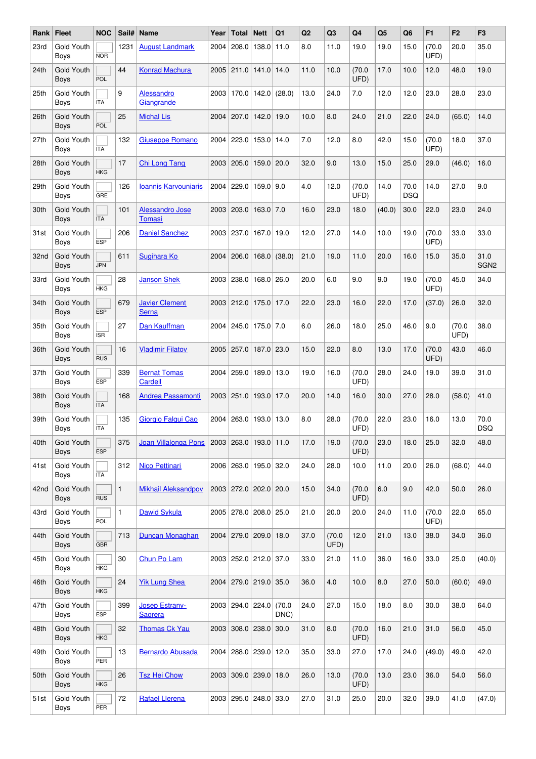| Rank | Fleet | NOC | Sail# | Name | Year | Total | Nett | Q1 | Q2 | Q3 | Q4 | Q5 | Q6 | F1 | F2 | F3 |
|---|---|---|---|---|---|---|---|---|---|---|---|---|---|---|---|---|
| 23rd | Gold Youth Boys | NOR | 1231 | August Landmark | 2004 | 208.0 | 138.0 | 11.0 | 8.0 | 11.0 | 19.0 | 19.0 | 15.0 | (70.0 UFD) | 20.0 | 35.0 |
| 24th | Gold Youth Boys | POL | 44 | Konrad Machura | 2005 | 211.0 | 141.0 | 14.0 | 11.0 | 10.0 | (70.0 UFD) | 17.0 | 10.0 | 12.0 | 48.0 | 19.0 |
| 25th | Gold Youth Boys | ITA | 9 | Alessandro Giangrande | 2003 | 170.0 | 142.0 | (28.0) | 13.0 | 24.0 | 7.0 | 12.0 | 12.0 | 23.0 | 28.0 | 23.0 |
| 26th | Gold Youth Boys | POL | 25 | Michal Lis | 2004 | 207.0 | 142.0 | 19.0 | 10.0 | 8.0 | 24.0 | 21.0 | 22.0 | 24.0 | (65.0) | 14.0 |
| 27th | Gold Youth Boys | ITA | 132 | Giuseppe Romano | 2004 | 223.0 | 153.0 | 14.0 | 7.0 | 12.0 | 8.0 | 42.0 | 15.0 | (70.0 UFD) | 18.0 | 37.0 |
| 28th | Gold Youth Boys | HKG | 17 | Chi Long Tang | 2003 | 205.0 | 159.0 | 20.0 | 32.0 | 9.0 | 13.0 | 15.0 | 25.0 | 29.0 | (46.0) | 16.0 |
| 29th | Gold Youth Boys | GRE | 126 | Ioannis Karvouniaris | 2004 | 229.0 | 159.0 | 9.0 | 4.0 | 12.0 | (70.0 UFD) | 14.0 | 70.0 DSQ | 14.0 | 27.0 | 9.0 |
| 30th | Gold Youth Boys | ITA | 101 | Alessandro Jose Tomasi | 2003 | 203.0 | 163.0 | 7.0 | 16.0 | 23.0 | 18.0 | (40.0) | 30.0 | 22.0 | 23.0 | 24.0 |
| 31st | Gold Youth Boys | ESP | 206 | Daniel Sanchez | 2003 | 237.0 | 167.0 | 19.0 | 12.0 | 27.0 | 14.0 | 10.0 | 19.0 | (70.0 UFD) | 33.0 | 33.0 |
| 32nd | Gold Youth Boys | JPN | 611 | Sugihara Ko | 2004 | 206.0 | 168.0 | (38.0) | 21.0 | 19.0 | 11.0 | 20.0 | 16.0 | 15.0 | 35.0 | 31.0 SGN2 |
| 33rd | Gold Youth Boys | HKG | 28 | Janson Shek | 2003 | 238.0 | 168.0 | 26.0 | 20.0 | 6.0 | 9.0 | 9.0 | 19.0 | (70.0 UFD) | 45.0 | 34.0 |
| 34th | Gold Youth Boys | ESP | 679 | Javier Clement Serna | 2003 | 212.0 | 175.0 | 17.0 | 22.0 | 23.0 | 16.0 | 22.0 | 17.0 | (37.0) | 26.0 | 32.0 |
| 35th | Gold Youth Boys | ISR | 27 | Dan Kauffman | 2004 | 245.0 | 175.0 | 7.0 | 6.0 | 26.0 | 18.0 | 25.0 | 46.0 | 9.0 | (70.0 UFD) | 38.0 |
| 36th | Gold Youth Boys | RUS | 16 | Vladimir Filatov | 2005 | 257.0 | 187.0 | 23.0 | 15.0 | 22.0 | 8.0 | 13.0 | 17.0 | (70.0 UFD) | 43.0 | 46.0 |
| 37th | Gold Youth Boys | ESP | 339 | Bernat Tomas Cardell | 2004 | 259.0 | 189.0 | 13.0 | 19.0 | 16.0 | (70.0 UFD) | 28.0 | 24.0 | 19.0 | 39.0 | 31.0 |
| 38th | Gold Youth Boys | ITA | 168 | Andrea Passamonti | 2003 | 251.0 | 193.0 | 17.0 | 20.0 | 14.0 | 16.0 | 30.0 | 27.0 | 28.0 | (58.0) | 41.0 |
| 39th | Gold Youth Boys | ITA | 135 | Giorgio Falqui Cao | 2004 | 263.0 | 193.0 | 13.0 | 8.0 | 28.0 | (70.0 UFD) | 22.0 | 23.0 | 16.0 | 13.0 | 70.0 DSQ |
| 40th | Gold Youth Boys | ESP | 375 | Joan Villalonga Pons | 2003 | 263.0 | 193.0 | 11.0 | 17.0 | 19.0 | (70.0 UFD) | 23.0 | 18.0 | 25.0 | 32.0 | 48.0 |
| 41st | Gold Youth Boys | ITA | 312 | Nico Pettinari | 2006 | 263.0 | 195.0 | 32.0 | 24.0 | 28.0 | 10.0 | 11.0 | 20.0 | 26.0 | (68.0) | 44.0 |
| 42nd | Gold Youth Boys | RUS | 1 | Mikhail Aleksandpov | 2003 | 272.0 | 202.0 | 20.0 | 15.0 | 34.0 | (70.0 UFD) | 6.0 | 9.0 | 42.0 | 50.0 | 26.0 |
| 43rd | Gold Youth Boys | POL | 1 | Dawid Sykula | 2005 | 278.0 | 208.0 | 25.0 | 21.0 | 20.0 | 20.0 | 24.0 | 11.0 | (70.0 UFD) | 22.0 | 65.0 |
| 44th | Gold Youth Boys | GBR | 713 | Duncan Monaghan | 2004 | 279.0 | 209.0 | 18.0 | 37.0 | (70.0 UFD) | 12.0 | 21.0 | 13.0 | 38.0 | 34.0 | 36.0 |
| 45th | Gold Youth Boys | HKG | 30 | Chun Po Lam | 2003 | 252.0 | 212.0 | 37.0 | 33.0 | 21.0 | 11.0 | 36.0 | 16.0 | 33.0 | 25.0 | (40.0) |
| 46th | Gold Youth Boys | HKG | 24 | Yik Lung Shea | 2004 | 279.0 | 219.0 | 35.0 | 36.0 | 4.0 | 10.0 | 8.0 | 27.0 | 50.0 | (60.0) | 49.0 |
| 47th | Gold Youth Boys | ESP | 399 | Josep Estrany-Sagrera | 2003 | 294.0 | 224.0 | (70.0 DNC) | 24.0 | 27.0 | 15.0 | 18.0 | 8.0 | 30.0 | 38.0 | 64.0 |
| 48th | Gold Youth Boys | HKG | 32 | Thomas Ck Yau | 2003 | 308.0 | 238.0 | 30.0 | 31.0 | 8.0 | (70.0 UFD) | 16.0 | 21.0 | 31.0 | 56.0 | 45.0 |
| 49th | Gold Youth Boys | PER | 13 | Bernardo Abusada | 2004 | 288.0 | 239.0 | 12.0 | 35.0 | 33.0 | 27.0 | 17.0 | 24.0 | (49.0) | 49.0 | 42.0 |
| 50th | Gold Youth Boys | HKG | 26 | Tsz Hei Chow | 2003 | 309.0 | 239.0 | 18.0 | 26.0 | 13.0 | (70.0 UFD) | 13.0 | 23.0 | 36.0 | 54.0 | 56.0 |
| 51st | Gold Youth Boys | PER | 72 | Rafael Llerena | 2003 | 295.0 | 248.0 | 33.0 | 27.0 | 31.0 | 25.0 | 20.0 | 32.0 | 39.0 | 41.0 | (47.0) |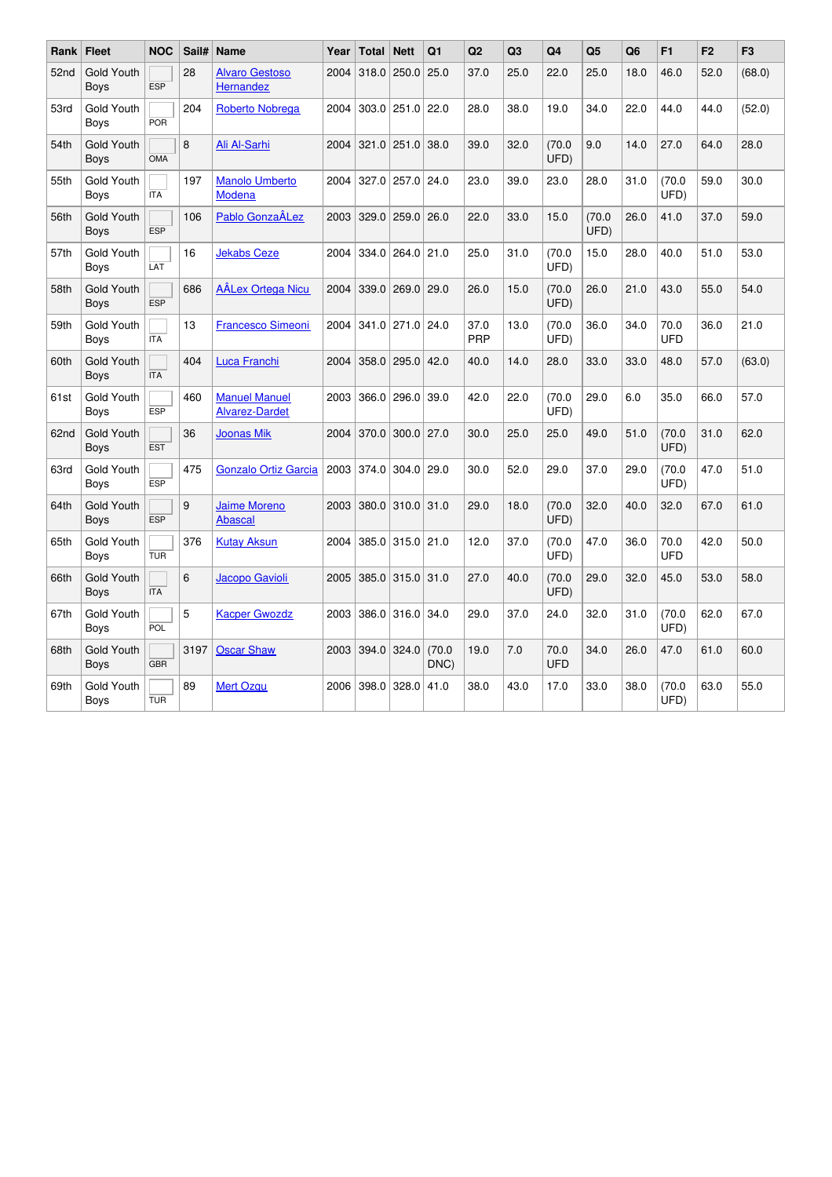| Rank | Fleet | NOC | Sail# | Name | Year | Total | Nett | Q1 | Q2 | Q3 | Q4 | Q5 | Q6 | F1 | F2 | F3 |
|---|---|---|---|---|---|---|---|---|---|---|---|---|---|---|---|---|
| 52nd | Gold Youth Boys | ESP | 28 | Alvaro Gestoso Hernandez | 2004 | 318.0 | 250.0 | 25.0 | 37.0 | 25.0 | 22.0 | 25.0 | 18.0 | 46.0 | 52.0 | (68.0) |
| 53rd | Gold Youth Boys | POR | 204 | Roberto Nobrega | 2004 | 303.0 | 251.0 | 22.0 | 28.0 | 38.0 | 19.0 | 34.0 | 22.0 | 44.0 | 44.0 | (52.0) |
| 54th | Gold Youth Boys | OMA | 8 | Ali Al-Sarhi | 2004 | 321.0 | 251.0 | 38.0 | 39.0 | 32.0 | (70.0 UFD) | 9.0 | 14.0 | 27.0 | 64.0 | 28.0 |
| 55th | Gold Youth Boys | ITA | 197 | Manolo Umberto Modena | 2004 | 327.0 | 257.0 | 24.0 | 23.0 | 39.0 | 23.0 | 28.0 | 31.0 | (70.0 UFD) | 59.0 | 30.0 |
| 56th | Gold Youth Boys | ESP | 106 | Pablo GonzaÂLez | 2003 | 329.0 | 259.0 | 26.0 | 22.0 | 33.0 | 15.0 | (70.0 UFD) | 26.0 | 41.0 | 37.0 | 59.0 |
| 57th | Gold Youth Boys | LAT | 16 | Jekabs Ceze | 2004 | 334.0 | 264.0 | 21.0 | 25.0 | 31.0 | (70.0 UFD) | 15.0 | 28.0 | 40.0 | 51.0 | 53.0 |
| 58th | Gold Youth Boys | ESP | 686 | AÂLex Ortega Nicu | 2004 | 339.0 | 269.0 | 29.0 | 26.0 | 15.0 | (70.0 UFD) | 26.0 | 21.0 | 43.0 | 55.0 | 54.0 |
| 59th | Gold Youth Boys | ITA | 13 | Francesco Simeoni | 2004 | 341.0 | 271.0 | 24.0 | 37.0 PRP | 13.0 | (70.0 UFD) | 36.0 | 34.0 | 70.0 UFD | 36.0 | 21.0 |
| 60th | Gold Youth Boys | ITA | 404 | Luca Franchi | 2004 | 358.0 | 295.0 | 42.0 | 40.0 | 14.0 | 28.0 | 33.0 | 33.0 | 48.0 | 57.0 | (63.0) |
| 61st | Gold Youth Boys | ESP | 460 | Manuel Manuel Alvarez-Dardet | 2003 | 366.0 | 296.0 | 39.0 | 42.0 | 22.0 | (70.0 UFD) | 29.0 | 6.0 | 35.0 | 66.0 | 57.0 |
| 62nd | Gold Youth Boys | EST | 36 | Joonas Mik | 2004 | 370.0 | 300.0 | 27.0 | 30.0 | 25.0 | 25.0 | 49.0 | 51.0 | (70.0 UFD) | 31.0 | 62.0 |
| 63rd | Gold Youth Boys | ESP | 475 | Gonzalo Ortiz Garcia | 2003 | 374.0 | 304.0 | 29.0 | 30.0 | 52.0 | 29.0 | 37.0 | 29.0 | (70.0 UFD) | 47.0 | 51.0 |
| 64th | Gold Youth Boys | ESP | 9 | Jaime Moreno Abascal | 2003 | 380.0 | 310.0 | 31.0 | 29.0 | 18.0 | (70.0 UFD) | 32.0 | 40.0 | 32.0 | 67.0 | 61.0 |
| 65th | Gold Youth Boys | TUR | 376 | Kutay Aksun | 2004 | 385.0 | 315.0 | 21.0 | 12.0 | 37.0 | (70.0 UFD) | 47.0 | 36.0 | 70.0 UFD | 42.0 | 50.0 |
| 66th | Gold Youth Boys | ITA | 6 | Jacopo Gavioli | 2005 | 385.0 | 315.0 | 31.0 | 27.0 | 40.0 | (70.0 UFD) | 29.0 | 32.0 | 45.0 | 53.0 | 58.0 |
| 67th | Gold Youth Boys | POL | 5 | Kacper Gwozdz | 2003 | 386.0 | 316.0 | 34.0 | 29.0 | 37.0 | 24.0 | 32.0 | 31.0 | (70.0 UFD) | 62.0 | 67.0 |
| 68th | Gold Youth Boys | GBR | 3197 | Oscar Shaw | 2003 | 394.0 | 324.0 | (70.0 DNC) | 19.0 | 7.0 | 70.0 UFD | 34.0 | 26.0 | 47.0 | 61.0 | 60.0 |
| 69th | Gold Youth Boys | TUR | 89 | Mert Ozgu | 2006 | 398.0 | 328.0 | 41.0 | 38.0 | 43.0 | 17.0 | 33.0 | 38.0 | (70.0 UFD) | 63.0 | 55.0 |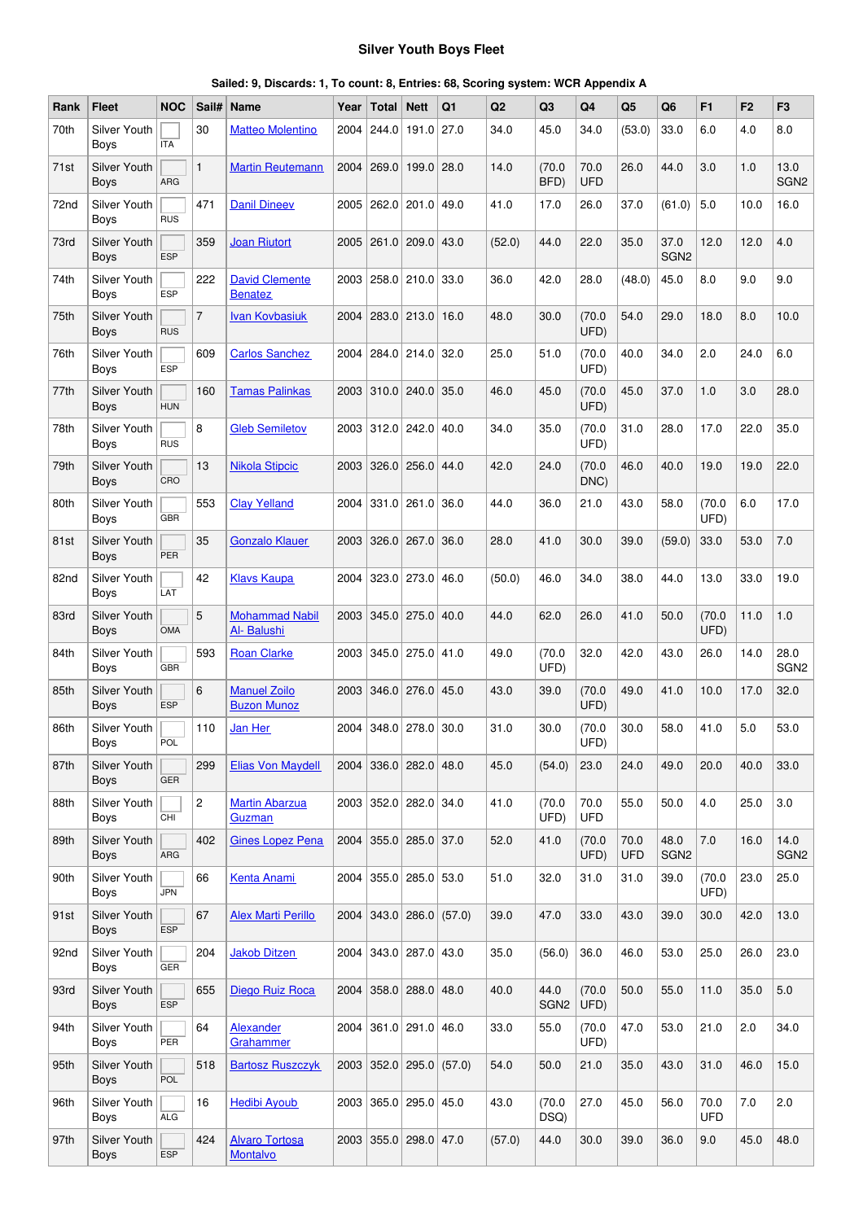# Silver Youth Boys Fleet

**Sailed: 9, Discards: 1, To count: 8, Entries: 68, Scoring system: WCR Appendix A**

| Rank | Fleet | NOC | Sail# | Name | Year | Total | Nett | Q1 | Q2 | Q3 | Q4 | Q5 | Q6 | F1 | F2 | F3 |
|---|---|---|---|---|---|---|---|---|---|---|---|---|---|---|---|---|
| 70th | Silver Youth Boys | ITA | 30 | Matteo Molentino | 2004 | 244.0 | 191.0 | 27.0 | 34.0 | 45.0 | 34.0 | (53.0) | 33.0 | 6.0 | 4.0 | 8.0 |
| 71st | Silver Youth Boys | ARG | 1 | Martin Reutemann | 2004 | 269.0 | 199.0 | 28.0 | 14.0 | (70.0 BFD) | 70.0 UFD | 26.0 | 44.0 | 3.0 | 1.0 | 13.0 SGN2 |
| 72nd | Silver Youth Boys | RUS | 471 | Danil Dineev | 2005 | 262.0 | 201.0 | 49.0 | 41.0 | 17.0 | 26.0 | 37.0 | (61.0) | 5.0 | 10.0 | 16.0 |
| 73rd | Silver Youth Boys | ESP | 359 | Joan Riutort | 2005 | 261.0 | 209.0 | 43.0 | (52.0) | 44.0 | 22.0 | 35.0 | 37.0 SGN2 | 12.0 | 12.0 | 4.0 |
| 74th | Silver Youth Boys | ESP | 222 | David Clemente Benatez | 2003 | 258.0 | 210.0 | 33.0 | 36.0 | 42.0 | 28.0 | (48.0) | 45.0 | 8.0 | 9.0 | 9.0 |
| 75th | Silver Youth Boys | RUS | 7 | Ivan Kovbasiuk | 2004 | 283.0 | 213.0 | 16.0 | 48.0 | 30.0 | (70.0 UFD) | 54.0 | 29.0 | 18.0 | 8.0 | 10.0 |
| 76th | Silver Youth Boys | ESP | 609 | Carlos Sanchez | 2004 | 284.0 | 214.0 | 32.0 | 25.0 | 51.0 | (70.0 UFD) | 40.0 | 34.0 | 2.0 | 24.0 | 6.0 |
| 77th | Silver Youth Boys | HUN | 160 | Tamas Palinkas | 2003 | 310.0 | 240.0 | 35.0 | 46.0 | 45.0 | (70.0 UFD) | 45.0 | 37.0 | 1.0 | 3.0 | 28.0 |
| 78th | Silver Youth Boys | RUS | 8 | Gleb Semiletov | 2003 | 312.0 | 242.0 | 40.0 | 34.0 | 35.0 | (70.0 UFD) | 31.0 | 28.0 | 17.0 | 22.0 | 35.0 |
| 79th | Silver Youth Boys | CRO | 13 | Nikola Stipcic | 2003 | 326.0 | 256.0 | 44.0 | 42.0 | 24.0 | (70.0 DNC) | 46.0 | 40.0 | 19.0 | 19.0 | 22.0 |
| 80th | Silver Youth Boys | GBR | 553 | Clay Yelland | 2004 | 331.0 | 261.0 | 36.0 | 44.0 | 36.0 | 21.0 | 43.0 | 58.0 | (70.0 UFD) | 6.0 | 17.0 |
| 81st | Silver Youth Boys | PER | 35 | Gonzalo Klauer | 2003 | 326.0 | 267.0 | 36.0 | 28.0 | 41.0 | 30.0 | 39.0 | (59.0) | 33.0 | 53.0 | 7.0 |
| 82nd | Silver Youth Boys | LAT | 42 | Klavs Kaupa | 2004 | 323.0 | 273.0 | 46.0 | (50.0) | 46.0 | 34.0 | 38.0 | 44.0 | 13.0 | 33.0 | 19.0 |
| 83rd | Silver Youth Boys | OMA | 5 | Mohammad Nabil Al- Balushi | 2003 | 345.0 | 275.0 | 40.0 | 44.0 | 62.0 | 26.0 | 41.0 | 50.0 | (70.0 UFD) | 11.0 | 1.0 |
| 84th | Silver Youth Boys | GBR | 593 | Roan Clarke | 2003 | 345.0 | 275.0 | 41.0 | 49.0 | (70.0 UFD) | 32.0 | 42.0 | 43.0 | 26.0 | 14.0 | 28.0 SGN2 |
| 85th | Silver Youth Boys | ESP | 6 | Manuel Zoilo Buzon Munoz | 2003 | 346.0 | 276.0 | 45.0 | 43.0 | 39.0 | (70.0 UFD) | 49.0 | 41.0 | 10.0 | 17.0 | 32.0 |
| 86th | Silver Youth Boys | POL | 110 | Jan Her | 2004 | 348.0 | 278.0 | 30.0 | 31.0 | 30.0 | (70.0 UFD) | 30.0 | 58.0 | 41.0 | 5.0 | 53.0 |
| 87th | Silver Youth Boys | GER | 299 | Elias Von Maydell | 2004 | 336.0 | 282.0 | 48.0 | 45.0 | (54.0) | 23.0 | 24.0 | 49.0 | 20.0 | 40.0 | 33.0 |
| 88th | Silver Youth Boys | CHI | 2 | Martin Abarzua Guzman | 2003 | 352.0 | 282.0 | 34.0 | 41.0 | (70.0 UFD) | 70.0 UFD | 55.0 | 50.0 | 4.0 | 25.0 | 3.0 |
| 89th | Silver Youth Boys | ARG | 402 | Gines Lopez Pena | 2004 | 355.0 | 285.0 | 37.0 | 52.0 | 41.0 | (70.0 UFD) | 70.0 UFD | 48.0 SGN2 | 7.0 | 16.0 | 14.0 SGN2 |
| 90th | Silver Youth Boys | JPN | 66 | Kenta Anami | 2004 | 355.0 | 285.0 | 53.0 | 51.0 | 32.0 | 31.0 | 31.0 | 39.0 | (70.0 UFD) | 23.0 | 25.0 |
| 91st | Silver Youth Boys | ESP | 67 | Alex Marti Perillo | 2004 | 343.0 | 286.0 | (57.0) | 39.0 | 47.0 | 33.0 | 43.0 | 39.0 | 30.0 | 42.0 | 13.0 |
| 92nd | Silver Youth Boys | GER | 204 | Jakob Ditzen | 2004 | 343.0 | 287.0 | 43.0 | 35.0 | (56.0) | 36.0 | 46.0 | 53.0 | 25.0 | 26.0 | 23.0 |
| 93rd | Silver Youth Boys | ESP | 655 | Diego Ruiz Roca | 2004 | 358.0 | 288.0 | 48.0 | 40.0 | 44.0 SGN2 | (70.0 UFD) | 50.0 | 55.0 | 11.0 | 35.0 | 5.0 |
| 94th | Silver Youth Boys | PER | 64 | Alexander Grahammer | 2004 | 361.0 | 291.0 | 46.0 | 33.0 | 55.0 | (70.0 UFD) | 47.0 | 53.0 | 21.0 | 2.0 | 34.0 |
| 95th | Silver Youth Boys | POL | 518 | Bartosz Ruszczyk | 2003 | 352.0 | 295.0 | (57.0) | 54.0 | 50.0 | 21.0 | 35.0 | 43.0 | 31.0 | 46.0 | 15.0 |
| 96th | Silver Youth Boys | ALG | 16 | Hedibi Ayoub | 2003 | 365.0 | 295.0 | 45.0 | 43.0 | (70.0 DSQ) | 27.0 | 45.0 | 56.0 | 70.0 UFD | 7.0 | 2.0 |
| 97th | Silver Youth Boys | ESP | 424 | Alvaro Tortosa Montalvo | 2003 | 355.0 | 298.0 | 47.0 | (57.0) | 44.0 | 30.0 | 39.0 | 36.0 | 9.0 | 45.0 | 48.0 |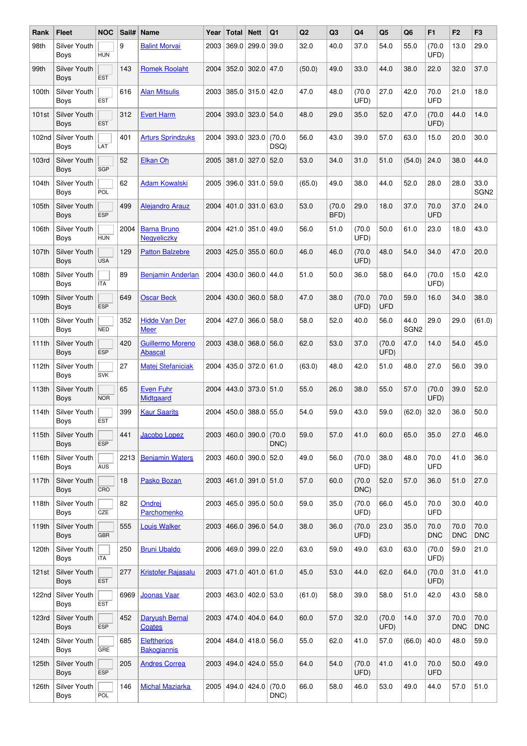| Rank | Fleet | NOC | Sail# | Name | Year | Total | Nett | Q1 | Q2 | Q3 | Q4 | Q5 | Q6 | F1 | F2 | F3 |
|---|---|---|---|---|---|---|---|---|---|---|---|---|---|---|---|---|
| 98th | Silver Youth Boys | HUN | 9 | Balint Morvai | 2003 | 369.0 | 299.0 | 39.0 | 32.0 | 40.0 | 37.0 | 54.0 | 55.0 | (70.0 UFD) | 13.0 | 29.0 |
| 99th | Silver Youth Boys | EST | 143 | Romek Roolaht | 2004 | 352.0 | 302.0 | 47.0 | (50.0) | 49.0 | 33.0 | 44.0 | 38.0 | 22.0 | 32.0 | 37.0 |
| 100th | Silver Youth Boys | EST | 616 | Alan Mitsulis | 2003 | 385.0 | 315.0 | 42.0 | 47.0 | 48.0 | (70.0 UFD) | 27.0 | 42.0 | 70.0 UFD | 21.0 | 18.0 |
| 101st | Silver Youth Boys | EST | 312 | Evert Harm | 2004 | 393.0 | 323.0 | 54.0 | 48.0 | 29.0 | 35.0 | 52.0 | 47.0 | (70.0 UFD) | 44.0 | 14.0 |
| 102nd | Silver Youth Boys | LAT | 401 | Arturs Sprindzuks | 2004 | 393.0 | 323.0 | (70.0 DSQ) | 56.0 | 43.0 | 39.0 | 57.0 | 63.0 | 15.0 | 20.0 | 30.0 |
| 103rd | Silver Youth Boys | SGP | 52 | Elkan Oh | 2005 | 381.0 | 327.0 | 52.0 | 53.0 | 34.0 | 31.0 | 51.0 | (54.0) | 24.0 | 38.0 | 44.0 |
| 104th | Silver Youth Boys | POL | 62 | Adam Kowalski | 2005 | 396.0 | 331.0 | 59.0 | (65.0) | 49.0 | 38.0 | 44.0 | 52.0 | 28.0 | 28.0 | 33.0 SGN2 |
| 105th | Silver Youth Boys | ESP | 499 | Alejandro Arauz | 2004 | 401.0 | 331.0 | 63.0 | 53.0 | (70.0 BFD) | 29.0 | 18.0 | 37.0 | 70.0 UFD | 37.0 | 24.0 |
| 106th | Silver Youth Boys | HUN | 2004 | Barna Bruno Negyeliczky | 2004 | 421.0 | 351.0 | 49.0 | 56.0 | 51.0 | (70.0 UFD) | 50.0 | 61.0 | 23.0 | 18.0 | 43.0 |
| 107th | Silver Youth Boys | USA | 129 | Patton Balzebre | 2003 | 425.0 | 355.0 | 60.0 | 46.0 | 46.0 | (70.0 UFD) | 48.0 | 54.0 | 34.0 | 47.0 | 20.0 |
| 108th | Silver Youth Boys | ITA | 89 | Benjamin Anderlan | 2004 | 430.0 | 360.0 | 44.0 | 51.0 | 50.0 | 36.0 | 58.0 | 64.0 | (70.0 UFD) | 15.0 | 42.0 |
| 109th | Silver Youth Boys | ESP | 649 | Oscar Beck | 2004 | 430.0 | 360.0 | 58.0 | 47.0 | 38.0 | (70.0 UFD) | 70.0 UFD | 59.0 | 16.0 | 34.0 | 38.0 |
| 110th | Silver Youth Boys | NED | 352 | Hidde Van Der Meer | 2004 | 427.0 | 366.0 | 58.0 | 58.0 | 52.0 | 40.0 | 56.0 | 44.0 SGN2 | 29.0 | 29.0 | (61.0) |
| 111th | Silver Youth Boys | ESP | 420 | Guillermo Moreno Abascal | 2003 | 438.0 | 368.0 | 56.0 | 62.0 | 53.0 | 37.0 | (70.0 UFD) | 47.0 | 14.0 | 54.0 | 45.0 |
| 112th | Silver Youth Boys | SVK | 27 | Matej Stefaniciak | 2004 | 435.0 | 372.0 | 61.0 | (63.0) | 48.0 | 42.0 | 51.0 | 48.0 | 27.0 | 56.0 | 39.0 |
| 113th | Silver Youth Boys | NOR | 65 | Even Fuhr Midtgaard | 2004 | 443.0 | 373.0 | 51.0 | 55.0 | 26.0 | 38.0 | 55.0 | 57.0 | (70.0 UFD) | 39.0 | 52.0 |
| 114th | Silver Youth Boys | EST | 399 | Kaur Saarits | 2004 | 450.0 | 388.0 | 55.0 | 54.0 | 59.0 | 43.0 | 59.0 | (62.0) | 32.0 | 36.0 | 50.0 |
| 115th | Silver Youth Boys | ESP | 441 | Jacobo Lopez | 2003 | 460.0 | 390.0 | (70.0 DNC) | 59.0 | 57.0 | 41.0 | 60.0 | 65.0 | 35.0 | 27.0 | 46.0 |
| 116th | Silver Youth Boys | AUS | 2213 | Benjamin Waters | 2003 | 460.0 | 390.0 | 52.0 | 49.0 | 56.0 | (70.0 UFD) | 38.0 | 48.0 | 70.0 UFD | 41.0 | 36.0 |
| 117th | Silver Youth Boys | CRO | 18 | Pasko Bozan | 2003 | 461.0 | 391.0 | 51.0 | 57.0 | 60.0 | (70.0 DNC) | 52.0 | 57.0 | 36.0 | 51.0 | 27.0 |
| 118th | Silver Youth Boys | CZE | 82 | Ondrej Parchomenko | 2003 | 465.0 | 395.0 | 50.0 | 59.0 | 35.0 | (70.0 UFD) | 66.0 | 45.0 | 70.0 UFD | 30.0 | 40.0 |
| 119th | Silver Youth Boys | GBR | 555 | Louis Walker | 2003 | 466.0 | 396.0 | 54.0 | 38.0 | 36.0 | (70.0 UFD) | 23.0 | 35.0 | 70.0 DNC | 70.0 DNC | 70.0 DNC |
| 120th | Silver Youth Boys | ITA | 250 | Bruni Ubaldo | 2006 | 469.0 | 399.0 | 22.0 | 63.0 | 59.0 | 49.0 | 63.0 | 63.0 | (70.0 UFD) | 59.0 | 21.0 |
| 121st | Silver Youth Boys | EST | 277 | Kristofer Rajasalu | 2003 | 471.0 | 401.0 | 61.0 | 45.0 | 53.0 | 44.0 | 62.0 | 64.0 | (70.0 UFD) | 31.0 | 41.0 |
| 122nd | Silver Youth Boys | EST | 6969 | Joonas Vaar | 2003 | 463.0 | 402.0 | 53.0 | (61.0) | 58.0 | 39.0 | 58.0 | 51.0 | 42.0 | 43.0 | 58.0 |
| 123rd | Silver Youth Boys | ESP | 452 | Daryush Bernal Coates | 2003 | 474.0 | 404.0 | 64.0 | 60.0 | 57.0 | 32.0 | (70.0 UFD) | 14.0 | 37.0 | 70.0 DNC | 70.0 DNC |
| 124th | Silver Youth Boys | GRE | 685 | Eleftherios Bakogiannis | 2004 | 484.0 | 418.0 | 56.0 | 55.0 | 62.0 | 41.0 | 57.0 | (66.0) | 40.0 | 48.0 | 59.0 |
| 125th | Silver Youth Boys | ESP | 205 | Andres Correa | 2003 | 494.0 | 424.0 | 55.0 | 64.0 | 54.0 | (70.0 UFD) | 41.0 | 41.0 | 70.0 UFD | 50.0 | 49.0 |
| 126th | Silver Youth Boys | POL | 146 | Michal Maziarka | 2005 | 494.0 | 424.0 | (70.0 DNC) | 66.0 | 58.0 | 46.0 | 53.0 | 49.0 | 44.0 | 57.0 | 51.0 |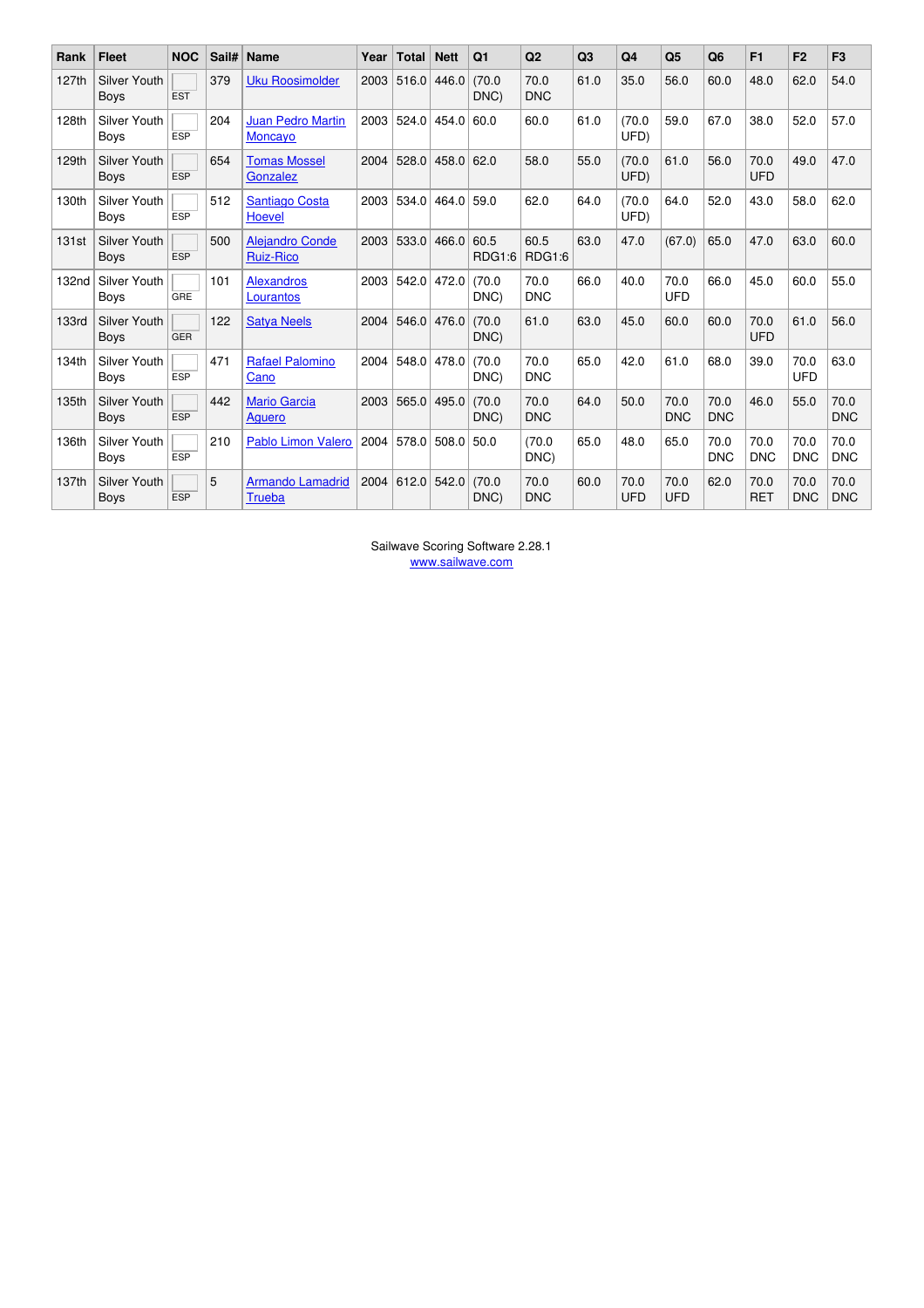| Rank | Fleet | NOC | Sail# | Name | Year | Total | Nett | Q1 | Q2 | Q3 | Q4 | Q5 | Q6 | F1 | F2 | F3 |
|---|---|---|---|---|---|---|---|---|---|---|---|---|---|---|---|---|
| 127th | Silver Youth Boys | EST | 379 | Uku Roosimolder | 2003 | 516.0 | 446.0 | (70.0 DNC) | 70.0 DNC | 61.0 | 35.0 | 56.0 | 60.0 | 48.0 | 62.0 | 54.0 |
| 128th | Silver Youth Boys | ESP | 204 | Juan Pedro Martin Moncayo | 2003 | 524.0 | 454.0 | 60.0 | 60.0 | 61.0 | (70.0 UFD) | 59.0 | 67.0 | 38.0 | 52.0 | 57.0 |
| 129th | Silver Youth Boys | ESP | 654 | Tomas Mossel Gonzalez | 2004 | 528.0 | 458.0 | 62.0 | 58.0 | 55.0 | (70.0 UFD) | 61.0 | 56.0 | 70.0 UFD | 49.0 | 47.0 |
| 130th | Silver Youth Boys | ESP | 512 | Santiago Costa Hoevel | 2003 | 534.0 | 464.0 | 59.0 | 62.0 | 64.0 | (70.0 UFD) | 64.0 | 52.0 | 43.0 | 58.0 | 62.0 |
| 131st | Silver Youth Boys | ESP | 500 | Alejandro Conde Ruiz-Rico | 2003 | 533.0 | 466.0 | 60.5 RDG1:6 | 60.5 RDG1:6 | 63.0 | 47.0 | (67.0) | 65.0 | 47.0 | 63.0 | 60.0 |
| 132nd | Silver Youth Boys | GRE | 101 | Alexandros Lourantos | 2003 | 542.0 | 472.0 | (70.0 DNC) | 70.0 DNC | 66.0 | 40.0 | 70.0 UFD | 66.0 | 45.0 | 60.0 | 55.0 |
| 133rd | Silver Youth Boys | GER | 122 | Satya Neels | 2004 | 546.0 | 476.0 | (70.0 DNC) | 61.0 | 63.0 | 45.0 | 60.0 | 60.0 | 70.0 UFD | 61.0 | 56.0 |
| 134th | Silver Youth Boys | ESP | 471 | Rafael Palomino Cano | 2004 | 548.0 | 478.0 | (70.0 DNC) | 70.0 DNC | 65.0 | 42.0 | 61.0 | 68.0 | 39.0 | 70.0 UFD | 63.0 |
| 135th | Silver Youth Boys | ESP | 442 | Mario Garcia Aguero | 2003 | 565.0 | 495.0 | (70.0 DNC) | 70.0 DNC | 64.0 | 50.0 | 70.0 DNC | 70.0 DNC | 46.0 | 55.0 | 70.0 DNC |
| 136th | Silver Youth Boys | ESP | 210 | Pablo Limon Valero | 2004 | 578.0 | 508.0 | 50.0 | (70.0 DNC) | 65.0 | 48.0 | 65.0 | 70.0 DNC | 70.0 DNC | 70.0 DNC | 70.0 DNC |
| 137th | Silver Youth Boys | ESP | 5 | Armando Lamadrid Trueba | 2004 | 612.0 | 542.0 | (70.0 DNC) | 70.0 DNC | 60.0 | 70.0 UFD | 70.0 UFD | 62.0 | 70.0 RET | 70.0 DNC | 70.0 DNC |

Sailwave Scoring Software 2.28.1
www.sailwave.com